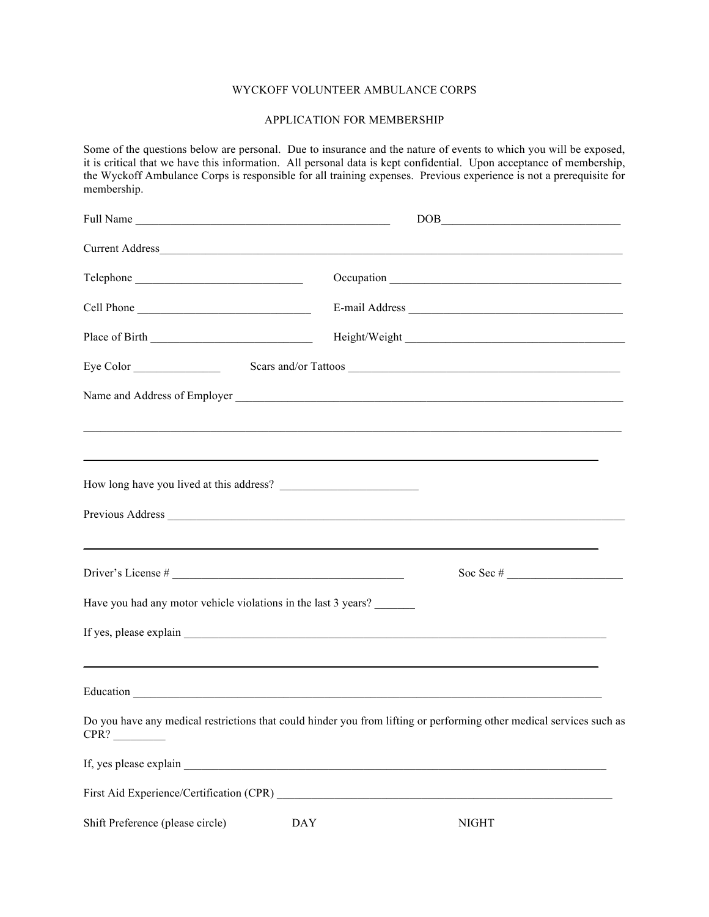# WYCKOFF VOLUNTEER AMBULANCE CORPS

## APPLICATION FOR MEMBERSHIP

Some of the questions below are personal. Due to insurance and the nature of events to which you will be exposed, it is critical that we have this information. All personal data is kept confidential. Upon acceptance of membership, the Wyckoff Ambulance Corps is responsible for all training expenses. Previous experience is not a prerequisite for membership.

Full Name ______________________________________________ DOB________________________________

Current Address_____________________________________________________________________________________

Telephone _____________________________ Occupation __________________________________________

Cell Phone ______________________________ E-mail Address ______________________________________

Place of Birth ____________________________ Height/Weight _______________________________________

Eye Color _______________ Scars and/or Tattoos _________________________________________________

Name and Address of Employer _______________________________________________________________

_____________________________________________________________________________________________

_____________________________________________________________________________________________

How long have you lived at this address? ________________________

Previous Address ____________________________________________________________________________

_____________________________________________________________________________________________

Driver's License # _________________________________________ Soc Sec # ____________________

Have you had any motor vehicle violations in the last 3 years? _______

If yes, please explain _________________________________________________________________________

_____________________________________________________________________________________________

Education ___________________________________________________________________________________

Do you have any medical restrictions that could hinder you from lifting or performing other medical services such as CPR? _________

If, yes please explain _________________________________________________________________________

First Aid Experience/Certification (CPR) ____________________________________________________________

Shift Preference (please circle) DAY NIGHT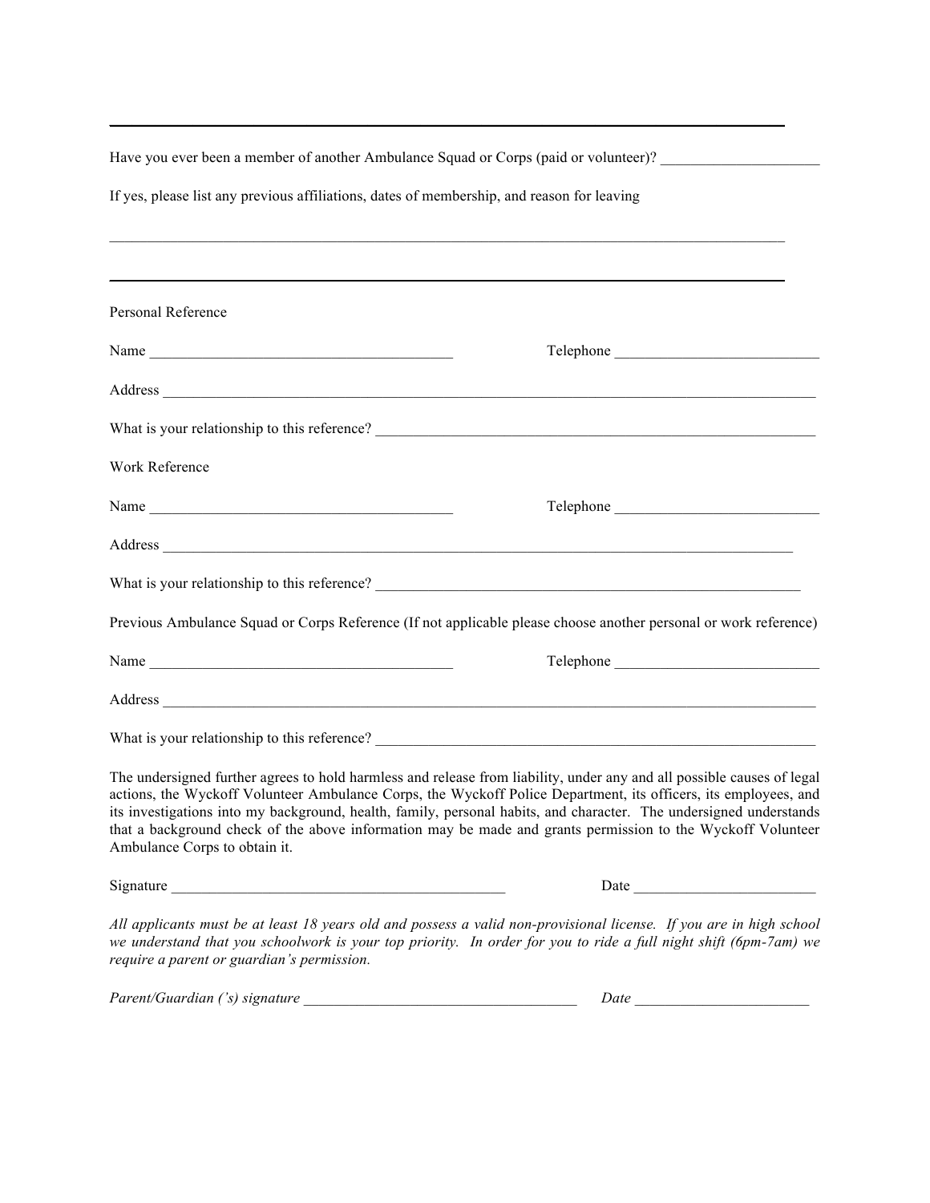---

Have you ever been a member of another Ambulance Squad or Corps (paid or volunteer)? ____________________

If yes, please list any previous affiliations, dates of membership, and reason for leaving

______________________________________________________________________________________

---

Personal Reference

Name ________________________________________ Telephone __________________________

Address ________________________________________________________________________________

What is your relationship to this reference? ________________________________________________

Work Reference

Name ________________________________________ Telephone __________________________

Address ________________________________________________________________________________

What is your relationship to this reference? ________________________________________________

Previous Ambulance Squad or Corps Reference (If not applicable please choose another personal or work reference)

Name ________________________________________ Telephone __________________________

Address ________________________________________________________________________________

What is your relationship to this reference? ________________________________________________

The undersigned further agrees to hold harmless and release from liability, under any and all possible causes of legal actions, the Wyckoff Volunteer Ambulance Corps, the Wyckoff Police Department, its officers, its employees, and its investigations into my background, health, family, personal habits, and character. The undersigned understands that a background check of the above information may be made and grants permission to the Wyckoff Volunteer Ambulance Corps to obtain it.

Signature ____________________________________________ Date ________________________

*All applicants must be at least 18 years old and possess a valid non-provisional license. If you are in high school we understand that you schoolwork is your top priority. In order for you to ride a full night shift (6pm-7am) we require a parent or guardian's permission.*

*Parent/Guardian ('s) signature* ____________________________________ *Date* ______________________